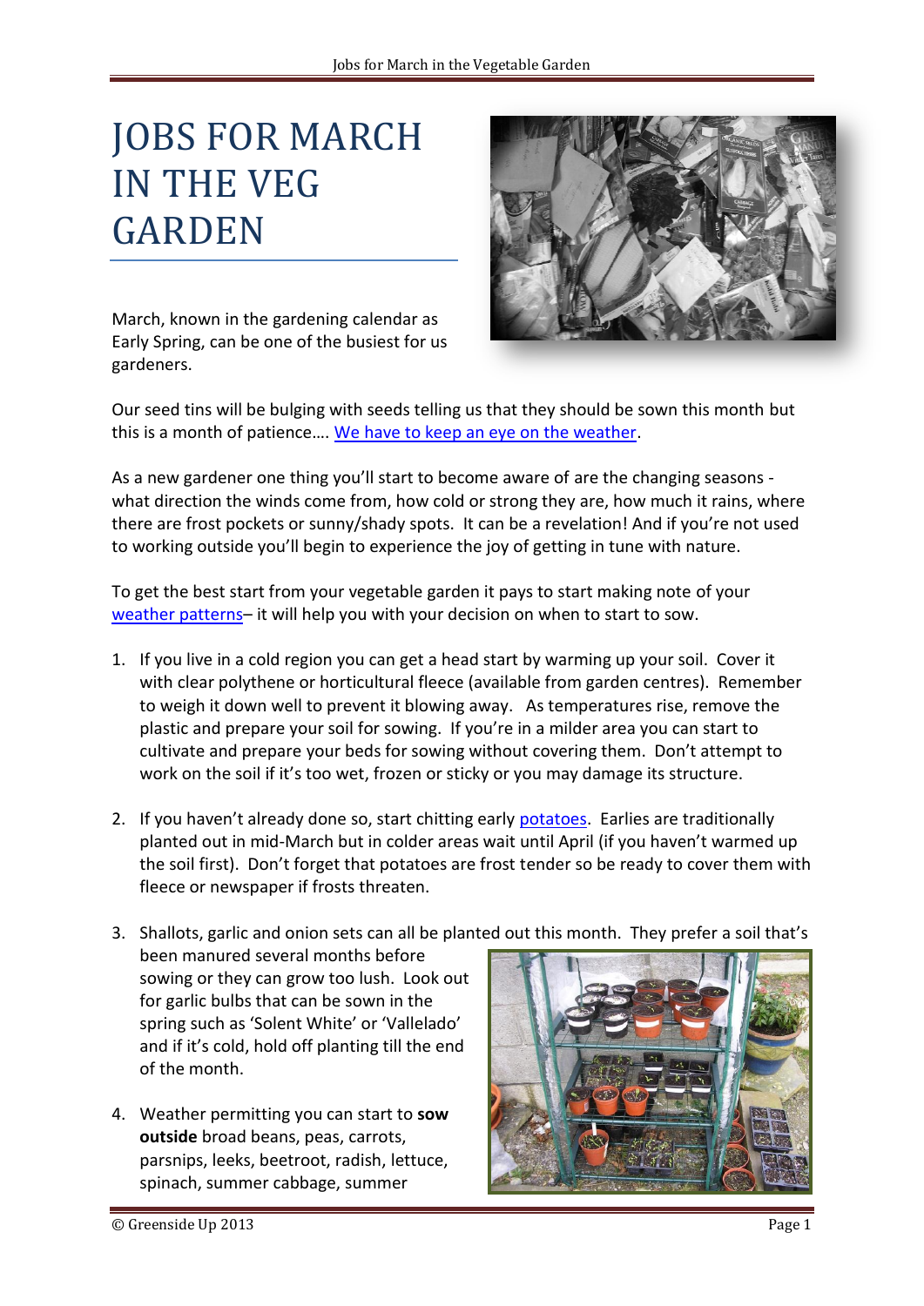# JOBS FOR MARCH IN THE VEG GARDEN

March, known in the gardening calendar as Early Spring, can be one of the busiest for us gardeners.

Our seed tins will be bulging with seeds telling us that they should be sown this month but this is a month of patience…. We have to keep an eye on the weather.

As a new gardener one thing you'll start to become aware of are the changing seasons - what direction the winds come from, how cold or strong they are, how much it rains, where there are frost pockets or sunny/shady spots. It can be a revelation! And if you're not used to working outside you'll begin to experience the joy of getting in tune with nature.

To get the best start from your vegetable garden it pays to start making note of your weather patterns– it will help you with your decision on when to start to sow.

1. If you live in a cold region you can get a head start by warming up your soil. Cover it with clear polythene or horticultural fleece (available from garden centres). Remember to weigh it down well to prevent it blowing away. As temperatures rise, remove the plastic and prepare your soil for sowing. If you're in a milder area you can start to cultivate and prepare your beds for sowing without covering them. Don't attempt to work on the soil if it's too wet, frozen or sticky or you may damage its structure.

2. If you haven't already done so, start chitting early potatoes. Earlies are traditionally planted out in mid-March but in colder areas wait until April (if you haven't warmed up the soil first). Don't forget that potatoes are frost tender so be ready to cover them with fleece or newspaper if frosts threaten.

3. Shallots, garlic and onion sets can all be planted out this month. They prefer a soil that's been manured several months before sowing or they can grow too lush. Look out for garlic bulbs that can be sown in the spring such as 'Solent White' or 'Vallelado' and if it's cold, hold off planting till the end of the month.

4. Weather permitting you can start to **sow outside** broad beans, peas, carrots, parsnips, leeks, beetroot, radish, lettuce, spinach, summer cabbage, summer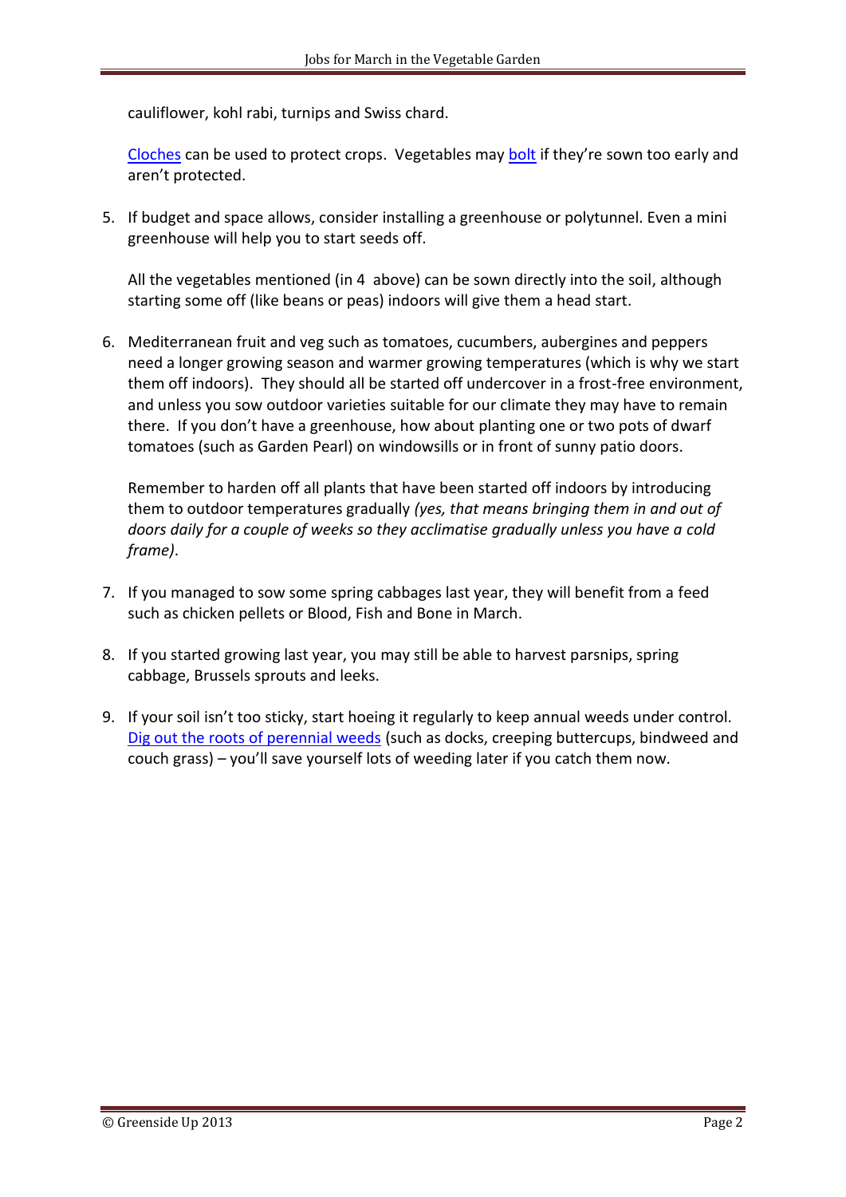cauliflower, kohl rabi, turnips and Swiss chard.

Cloches can be used to protect crops. Vegetables may bolt if they're sown too early and aren't protected.

5. If budget and space allows, consider installing a greenhouse or polytunnel. Even a mini greenhouse will help you to start seeds off.

   All the vegetables mentioned (in 4 above) can be sown directly into the soil, although starting some off (like beans or peas) indoors will give them a head start.

6. Mediterranean fruit and veg such as tomatoes, cucumbers, aubergines and peppers need a longer growing season and warmer growing temperatures (which is why we start them off indoors). They should all be started off undercover in a frost-free environment, and unless you sow outdoor varieties suitable for our climate they may have to remain there. If you don't have a greenhouse, how about planting one or two pots of dwarf tomatoes (such as Garden Pearl) on windowsills or in front of sunny patio doors.

   Remember to harden off all plants that have been started off indoors by introducing them to outdoor temperatures gradually *(yes, that means bringing them in and out of doors daily for a couple of weeks so they acclimatise gradually unless you have a cold frame)*.

7. If you managed to sow some spring cabbages last year, they will benefit from a feed such as chicken pellets or Blood, Fish and Bone in March.

8. If you started growing last year, you may still be able to harvest parsnips, spring cabbage, Brussels sprouts and leeks.

9. If your soil isn't too sticky, start hoeing it regularly to keep annual weeds under control. Dig out the roots of perennial weeds (such as docks, creeping buttercups, bindweed and couch grass) – you'll save yourself lots of weeding later if you catch them now.